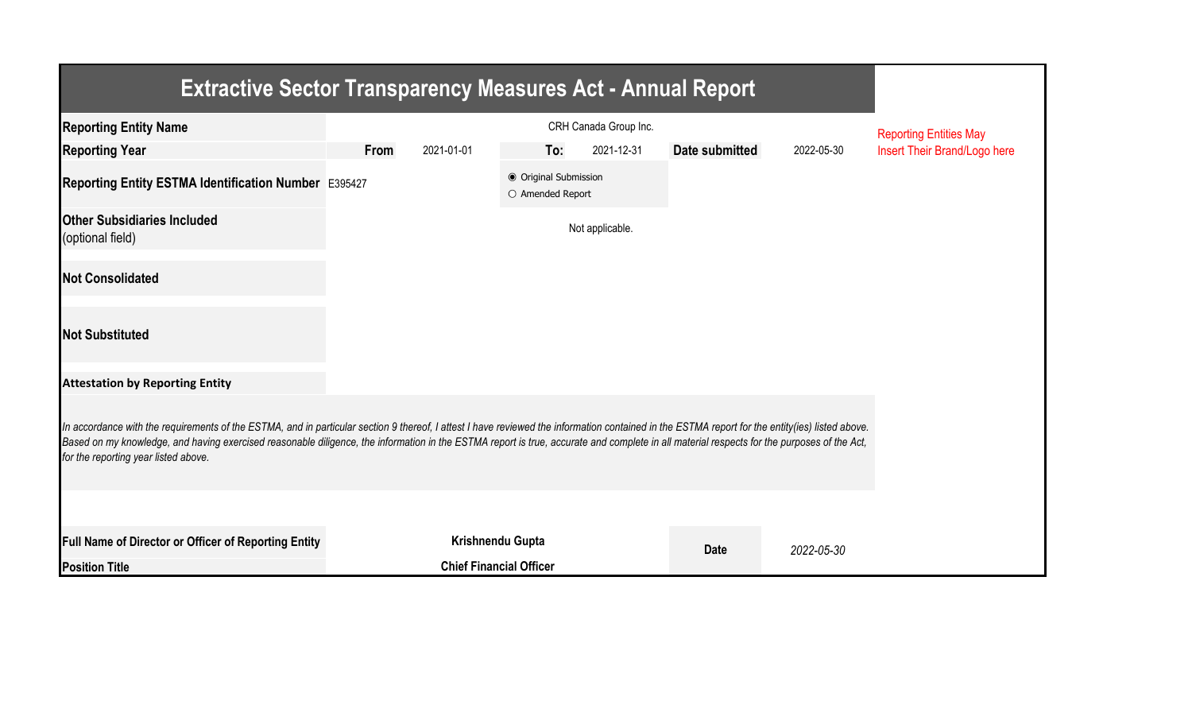# Extractive Sector Transparency Measures Act - Annual Report

Reporting Entities May Insert Their Brand/Logo here

| | | | | | | |
|---|---|---|---|---|---|---|
| **Reporting Entity Name** | CRH Canada Group Inc. | | | | | |
| **Reporting Year** | **From** | 2021-01-01 | **To:** | 2021-12-31 | **Date submitted** | 2022-05-30 |
| **Reporting Entity ESTMA Identification Number** | E395427 | | ◉ Original Submission<br>○ Amended Report | | | |
| **Other Subsidiaries Included** (optional field) | Not applicable. | | | | | |
| **Not Consolidated** | | | | | | |
| **Not Substituted** | | | | | | |

**Attestation by Reporting Entity**

*In accordance with the requirements of the ESTMA, and in particular section 9 thereof, I attest I have reviewed the information contained in the ESTMA report for the entity(ies) listed above. Based on my knowledge, and having exercised reasonable diligence, the information in the ESTMA report is true, accurate and complete in all material respects for the purposes of the Act, for the reporting year listed above.*

| | | | |
|---|---|---|---|
| **Full Name of Director or Officer of Reporting Entity** | **Krishnendu Gupta** | **Date** | *2022-05-30* |
| **Position Title** | **Chief Financial Officer** | | |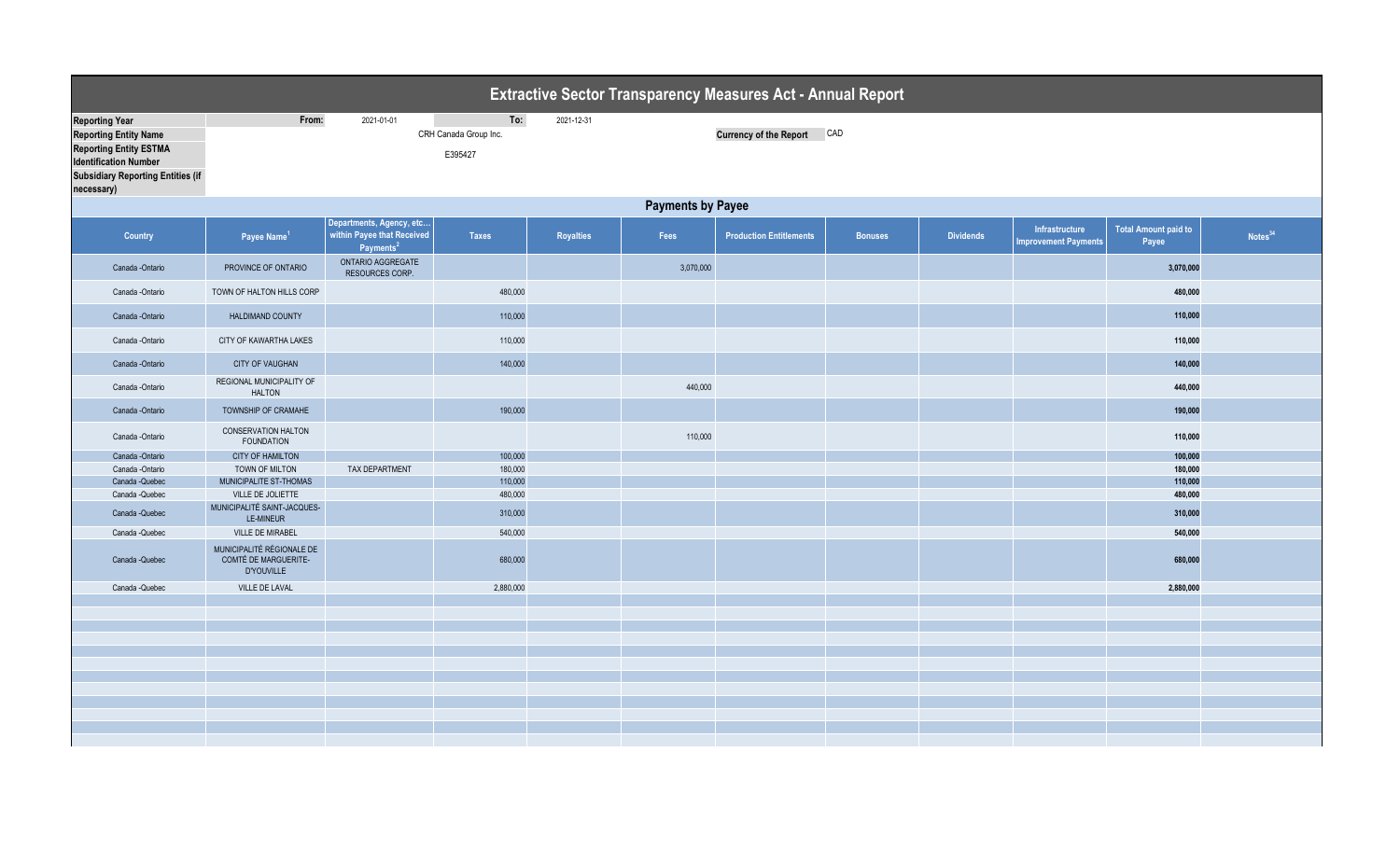# Extractive Sector Transparency Measures Act - Annual Report

| | | | | |
|---|---|---|---|---|
| **Reporting Year** | From: | 2021-01-01 | To: | 2021-12-31 |
| **Reporting Entity Name** | CRH Canada Group Inc. | | **Currency of the Report** | CAD |
| **Reporting Entity ESTMA Identification Number** | E395427 | | | |
| **Subsidiary Reporting Entities (if necessary)** | | | | |

## Payments by Payee

| Country | Payee Name[1] | Departments, Agency, etc… within Payee that Received Payments[2] | Taxes | Royalties | Fees | Production Entitlements | Bonuses | Dividends | Infrastructure Improvement Payments | Total Amount paid to Payee | Notes[34] |
|---|---|---|---|---|---|---|---|---|---|---|---|
| Canada -Ontario | PROVINCE OF ONTARIO | ONTARIO AGGREGATE RESOURCES CORP. | | | 3,070,000 | | | | | **3,070,000** | |
| Canada -Ontario | TOWN OF HALTON HILLS CORP | | 480,000 | | | | | | | **480,000** | |
| Canada -Ontario | HALDIMAND COUNTY | | 110,000 | | | | | | | **110,000** | |
| Canada -Ontario | CITY OF KAWARTHA LAKES | | 110,000 | | | | | | | **110,000** | |
| Canada -Ontario | CITY OF VAUGHAN | | 140,000 | | | | | | | **140,000** | |
| Canada -Ontario | REGIONAL MUNICIPALITY OF HALTON | | | | 440,000 | | | | | **440,000** | |
| Canada -Ontario | TOWNSHIP OF CRAMAHE | | 190,000 | | | | | | | **190,000** | |
| Canada -Ontario | CONSERVATION HALTON FOUNDATION | | | | 110,000 | | | | | **110,000** | |
| Canada -Ontario | CITY OF HAMILTON | | 100,000 | | | | | | | **100,000** | |
| Canada -Ontario | TOWN OF MILTON | TAX DEPARTMENT | 180,000 | | | | | | | **180,000** | |
| Canada -Quebec | MUNICIPALITE ST-THOMAS | | 110,000 | | | | | | | **110,000** | |
| Canada -Quebec | VILLE DE JOLIETTE | | 480,000 | | | | | | | **480,000** | |
| Canada -Quebec | MUNICIPALITÉ SAINT-JACQUES-LE-MINEUR | | 310,000 | | | | | | | **310,000** | |
| Canada -Quebec | VILLE DE MIRABEL | | 540,000 | | | | | | | **540,000** | |
| Canada -Quebec | MUNICIPALITÉ RÉGIONALE DE COMTÉ DE MARGUERITE-D'YOUVILLE | | 680,000 | | | | | | | **680,000** | |
| Canada -Quebec | VILLE DE LAVAL | | 2,880,000 | | | | | | | **2,880,000** | |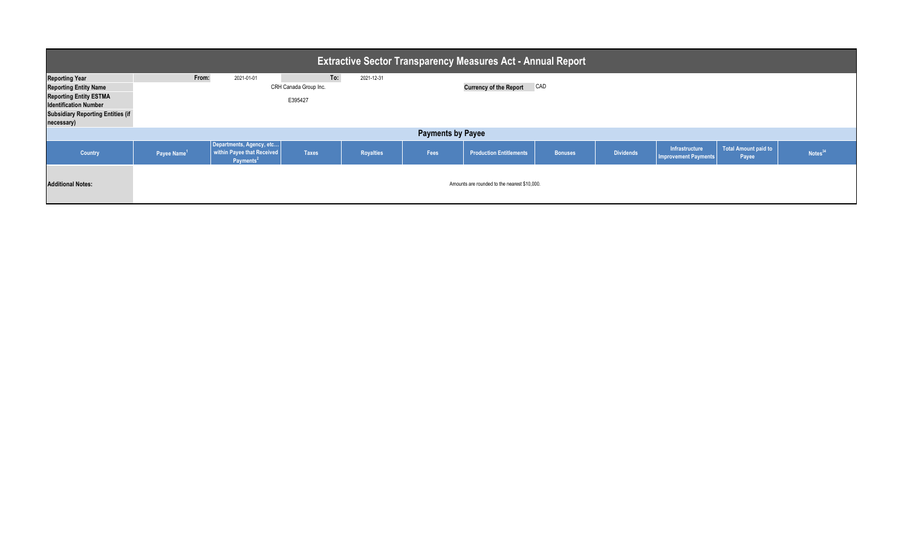# Extractive Sector Transparency Measures Act - Annual Report

| | | | | | |
|---|---|---|---|---|---|
| **Reporting Year** | **From:** | 2021-01-01 | **To:** | 2021-12-31 | |
| **Reporting Entity Name** | CRH Canada Group Inc. | | | **Currency of the Report** | CAD |
| **Reporting Entity ESTMA Identification Number** | E395427 | | | | |
| **Subsidiary Reporting Entities (if necessary)** | | | | | |

## Payments by Payee

| Country | Payee Name[1] | Departments, Agency, etc… within Payee that Received Payments[2] | Taxes | Royalties | Fees | Production Entitlements | Bonuses | Dividends | Infrastructure Improvement Payments | Total Amount paid to Payee | Notes[34] |
|---|---|---|---|---|---|---|---|---|---|---|---|

| | |
|---|---|
| **Additional Notes:** | Amounts are rounded to the nearest $10,000. |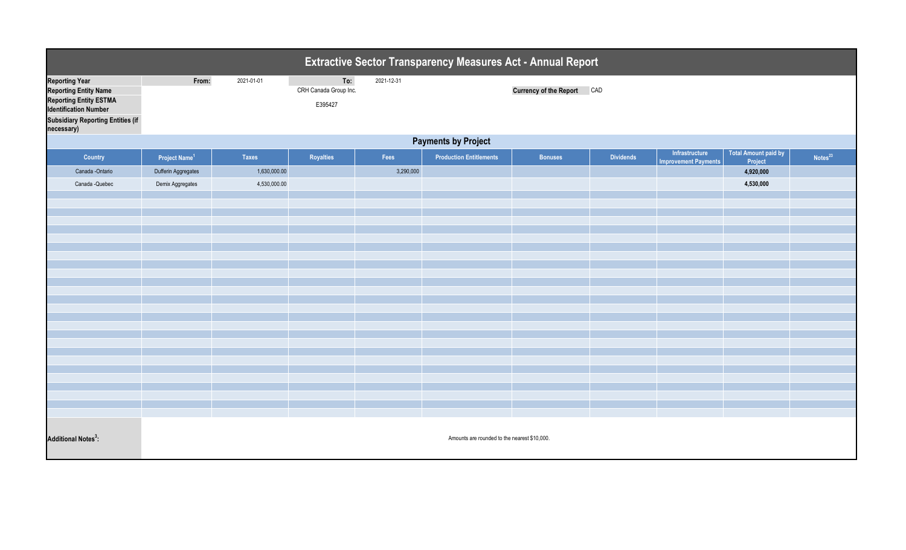# Extractive Sector Transparency Measures Act - Annual Report

| | | | | | |
|---|---|---|---|---|---|
| **Reporting Year** | **From:** | 2021-01-01 | **To:** | 2021-12-31 | |
| **Reporting Entity Name** | | CRH Canada Group Inc. | | **Currency of the Report** | CAD |
| **Reporting Entity ESTMA Identification Number** | | E395427 | | | |
| **Subsidiary Reporting Entities (if necessary)** | | | | | |

## Payments by Project

| Country | Project Name[1] | Taxes | Royalties | Fees | Production Entitlements | Bonuses | Dividends | Infrastructure Improvement Payments | Total Amount paid by Project | Notes[23] |
|---|---|---|---|---|---|---|---|---|---|---|
| Canada -Ontario | Dufferin Aggregates | 1,630,000.00 | | 3,290,000 | | | | | **4,920,000** | |
| Canada -Quebec | Demix Aggregates | 4,530,000.00 | | | | | | | **4,530,000** | |

**Additional Notes[3]:** Amounts are rounded to the nearest $10,000.